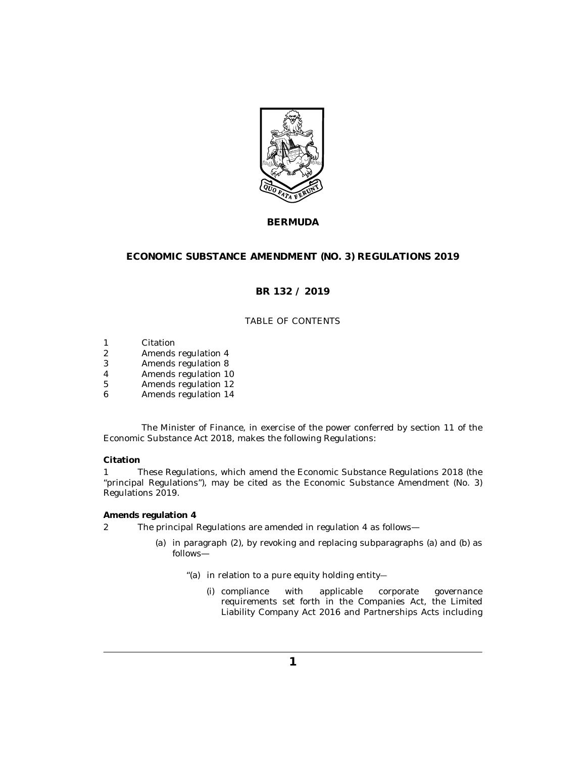**BERMUDA**

# ECONOMIC SUBSTANCE AMENDMENT (NO. 3) REGULATIONS 2019

## BR 132 / 2019

TABLE OF CONTENTS

1 Citation
2 Amends regulation 4
3 Amends regulation 8
4 Amends regulation 10
5 Amends regulation 12
6 Amends regulation 14

The Minister of Finance, in exercise of the power conferred by section 11 of the Economic Substance Act 2018, makes the following Regulations:

**Citation**

1 These Regulations, which amend the Economic Substance Regulations 2018 (the "principal Regulations"), may be cited as the Economic Substance Amendment (No. 3) Regulations 2019.

**Amends regulation 4**

2 The principal Regulations are amended in regulation 4 as follows—

(a) in paragraph (2), by revoking and replacing subparagraphs (a) and (b) as follows—

"(a) in relation to a pure equity holding entity—

(i) compliance with applicable corporate governance requirements set forth in the Companies Act, the Limited Liability Company Act 2016 and Partnerships Acts including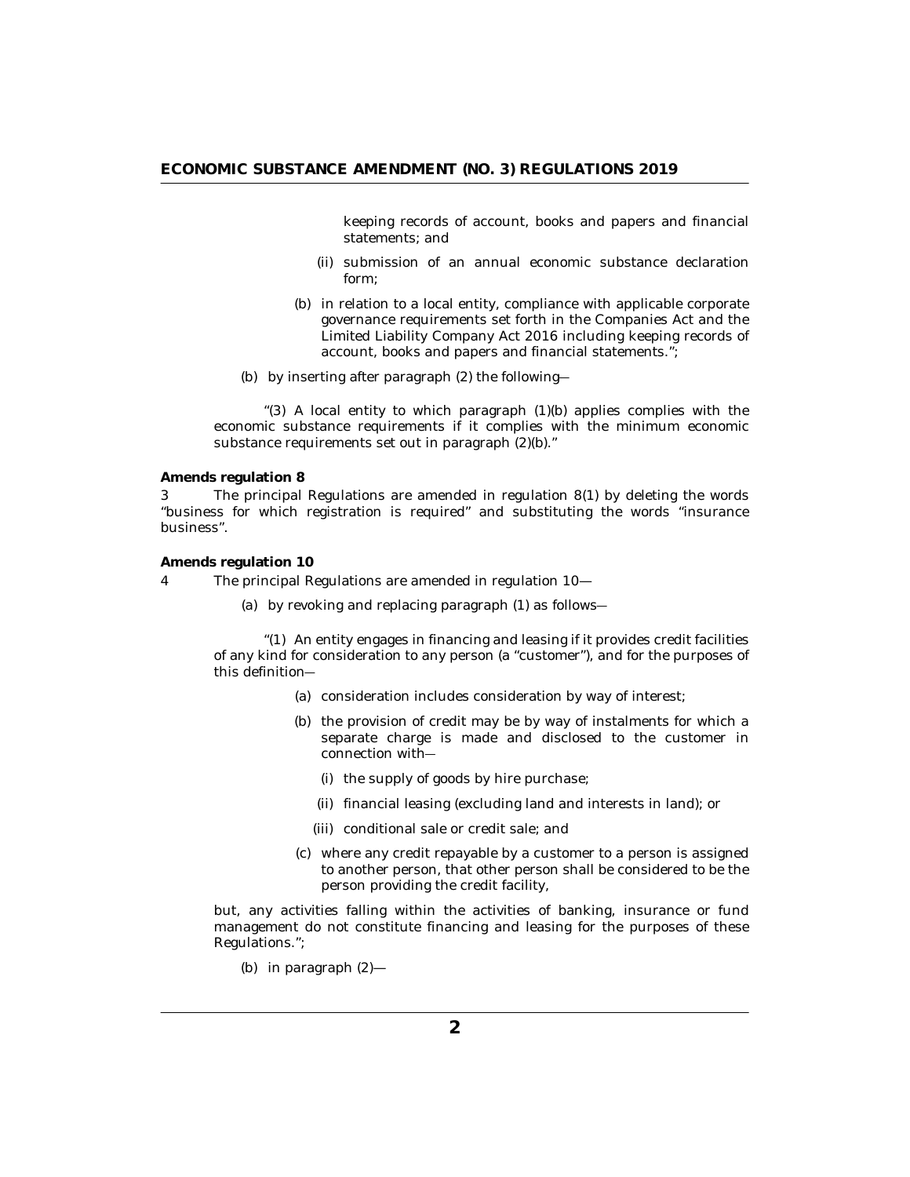keeping records of account, books and papers and financial statements; and

(ii) submission of an annual economic substance declaration form;

(b) in relation to a local entity, compliance with applicable corporate governance requirements set forth in the Companies Act and the Limited Liability Company Act 2016 including keeping records of account, books and papers and financial statements.";

(b) by inserting after paragraph (2) the following—

"(3) A local entity to which paragraph (1)(b) applies complies with the economic substance requirements if it complies with the minimum economic substance requirements set out in paragraph (2)(b)."

**Amends regulation 8**

3 The principal Regulations are amended in regulation 8(1) by deleting the words "business for which registration is required" and substituting the words "insurance business".

**Amends regulation 10**

4 The principal Regulations are amended in regulation 10—

(a) by revoking and replacing paragraph (1) as follows—

"(1) An entity engages in financing and leasing if it provides credit facilities of any kind for consideration to any person (a "customer"), and for the purposes of this definition—

(a) consideration includes consideration by way of interest;

(b) the provision of credit may be by way of instalments for which a separate charge is made and disclosed to the customer in connection with—

(i) the supply of goods by hire purchase;

(ii) financial leasing (excluding land and interests in land); or

(iii) conditional sale or credit sale; and

(c) where any credit repayable by a customer to a person is assigned to another person, that other person shall be considered to be the person providing the credit facility,

but, any activities falling within the activities of banking, insurance or fund management do not constitute financing and leasing for the purposes of these Regulations.";

(b) in paragraph (2)—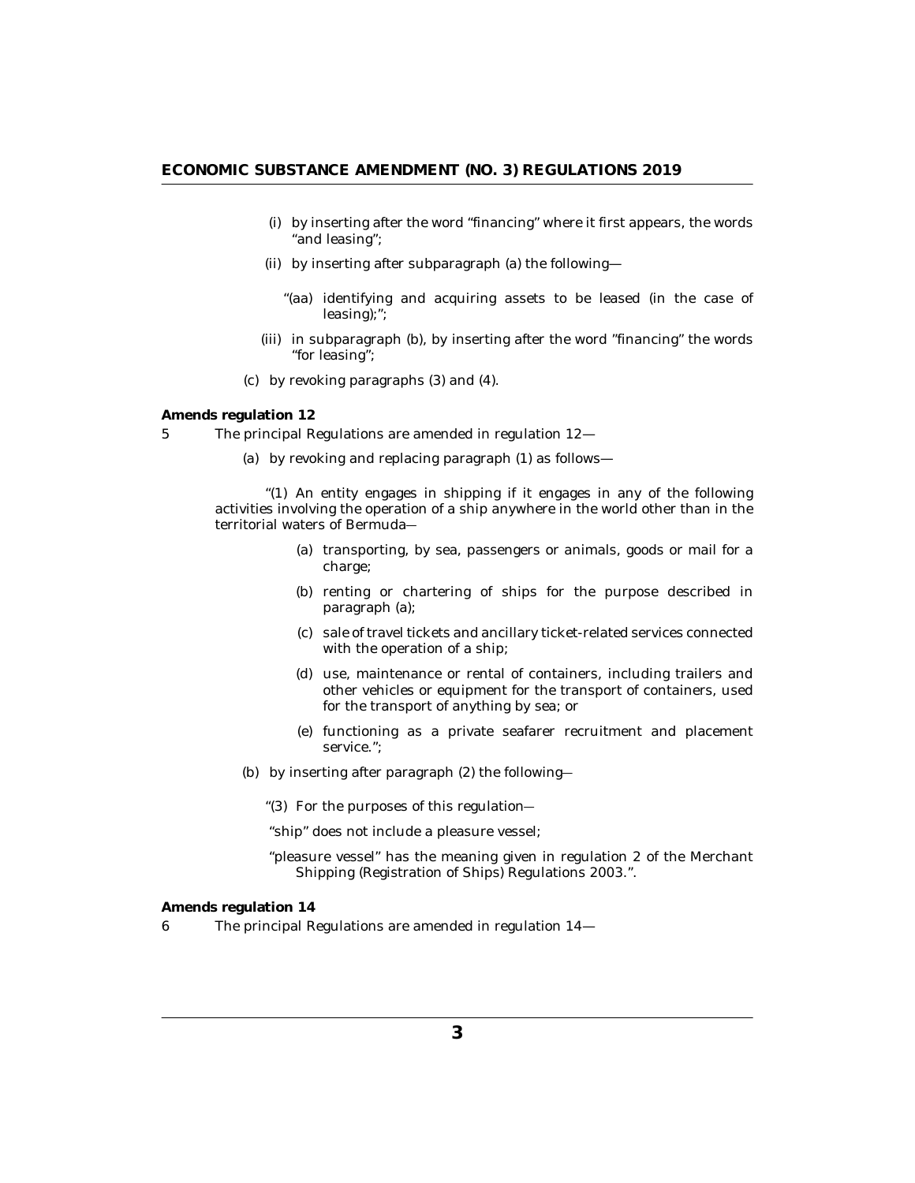(i) by inserting after the word "financing" where it first appears, the words "and leasing";

(ii) by inserting after subparagraph (a) the following—

"(aa) identifying and acquiring assets to be leased (in the case of leasing);";

(iii) in subparagraph (b), by inserting after the word "financing" the words "for leasing";

(c) by revoking paragraphs (3) and (4).

**Amends regulation 12**

5 The principal Regulations are amended in regulation 12—

(a) by revoking and replacing paragraph (1) as follows—

"(1) An entity engages in shipping if it engages in any of the following activities involving the operation of a ship anywhere in the world other than in the territorial waters of Bermuda—

(a) transporting, by sea, passengers or animals, goods or mail for a charge;

(b) renting or chartering of ships for the purpose described in paragraph (a);

(c) sale of travel tickets and ancillary ticket-related services connected with the operation of a ship;

(d) use, maintenance or rental of containers, including trailers and other vehicles or equipment for the transport of containers, used for the transport of anything by sea; or

(e) functioning as a private seafarer recruitment and placement service.";

(b) by inserting after paragraph (2) the following—

"(3) For the purposes of this regulation—

"ship" does not include a pleasure vessel;

"pleasure vessel" has the meaning given in regulation 2 of the Merchant Shipping (Registration of Ships) Regulations 2003.".

**Amends regulation 14**

6 The principal Regulations are amended in regulation 14—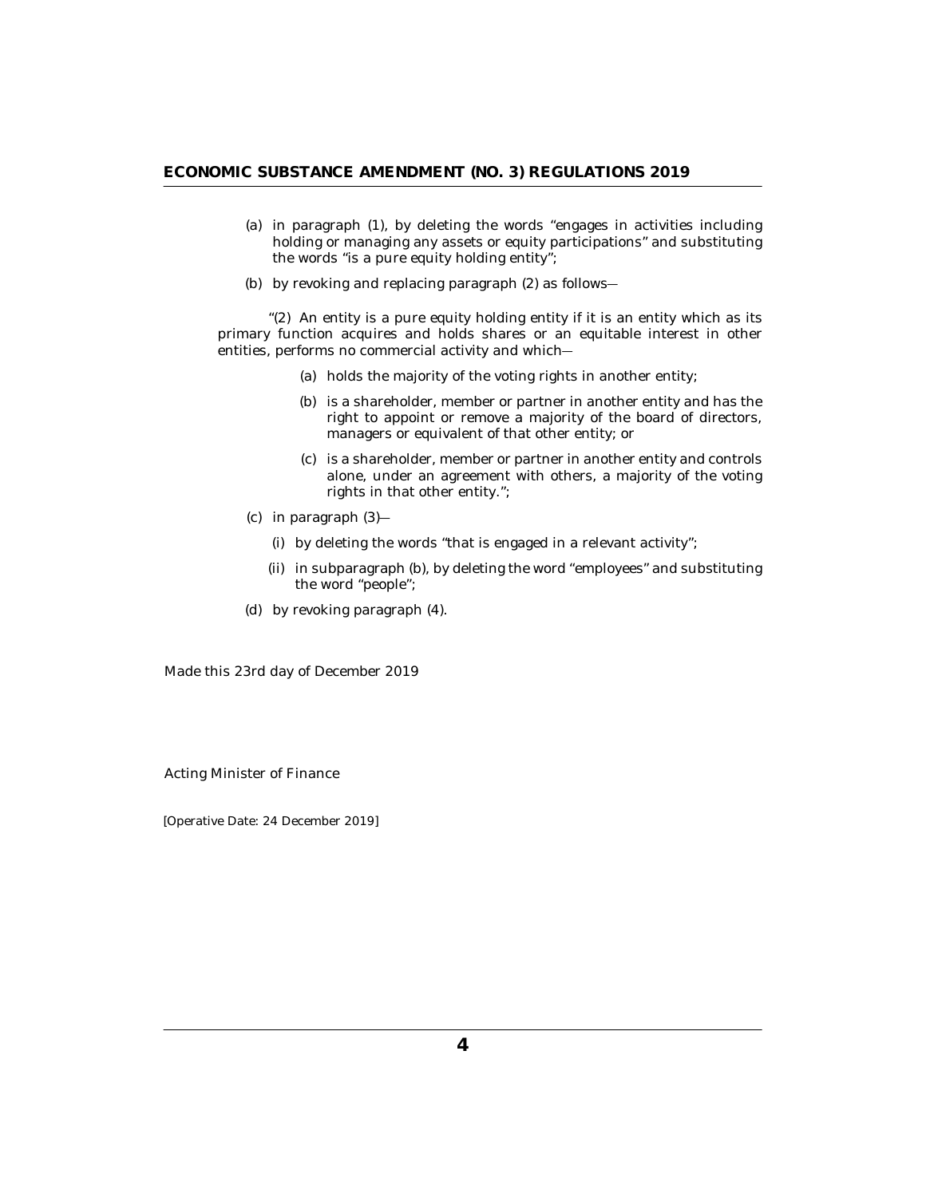(a) in paragraph (1), by deleting the words "engages in activities including holding or managing any assets or equity participations" and substituting the words "is a pure equity holding entity";

(b) by revoking and replacing paragraph (2) as follows—

"(2) An entity is a pure equity holding entity if it is an entity which as its primary function acquires and holds shares or an equitable interest in other entities, performs no commercial activity and which—

(a) holds the majority of the voting rights in another entity;

(b) is a shareholder, member or partner in another entity and has the right to appoint or remove a majority of the board of directors, managers or equivalent of that other entity; or

(c) is a shareholder, member or partner in another entity and controls alone, under an agreement with others, a majority of the voting rights in that other entity.";

(c) in paragraph (3)—

(i) by deleting the words "that is engaged in a relevant activity";

(ii) in subparagraph (b), by deleting the word "employees" and substituting the word "people";

(d) by revoking paragraph (4).

Made this 23rd day of December 2019

Acting Minister of Finance

[Operative Date: 24 December 2019]